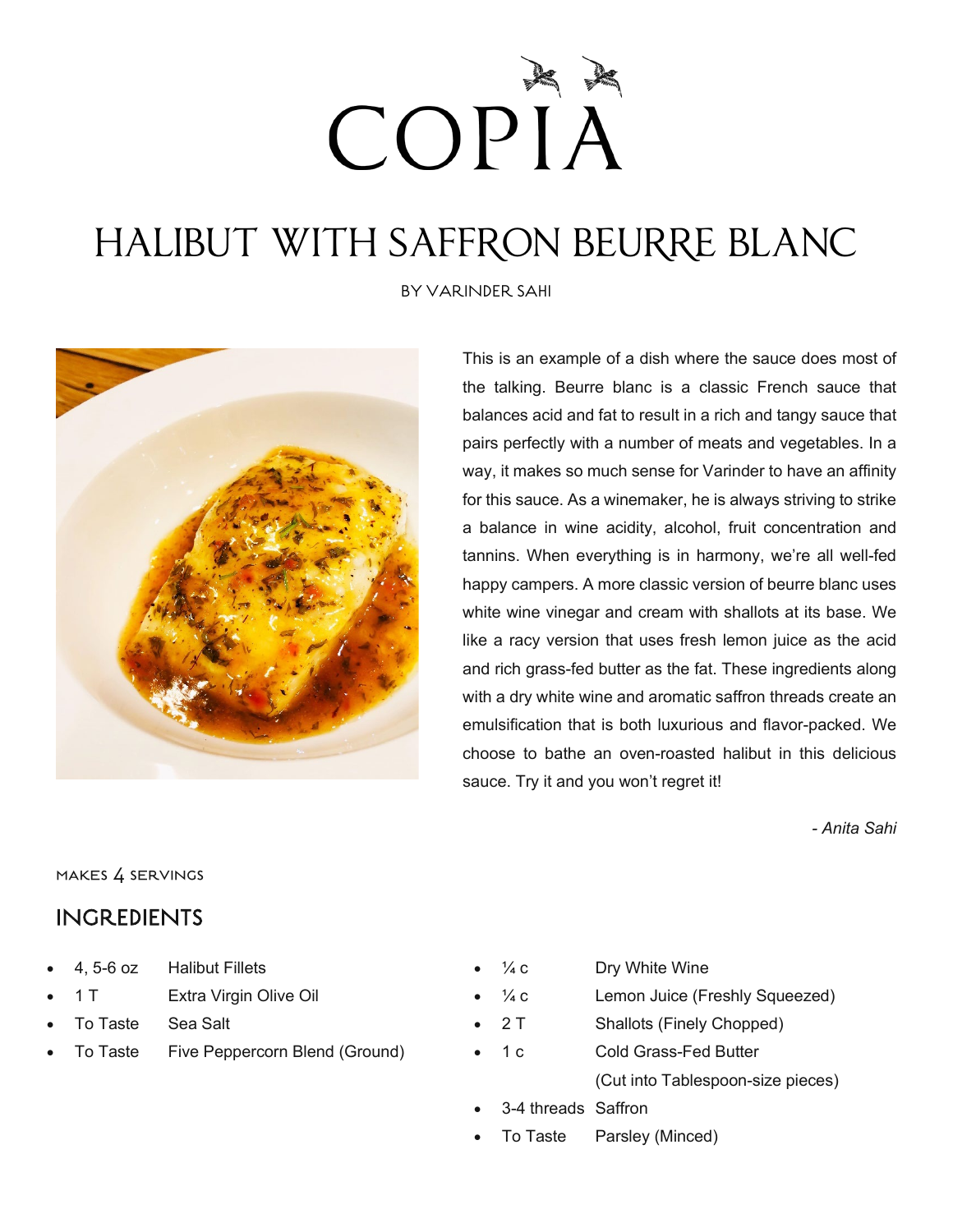# COPIA

## HALIBUT WITH SAFFRON BEURRE BLANC

BY VARINDER SAHI

This is an example of a dish where the sauce does most of the talking. Beurre blanc is a classic French sauce that balances acid and fat to result in a rich and tangy sauce that pairs perfectly with a number of meats and vegetables. In a way, it makes so much sense for Varinder to have an affinity for this sauce. As a winemaker, he is always striving to strike a balance in wine acidity, alcohol, fruit concentration and tannins. When everything is in harmony, we're all well-fed happy campers. A more classic version of beurre blanc uses white wine vinegar and cream with shallots at its base. We like a racy version that uses fresh lemon juice as the acid and rich grass-fed butter as the fat. These ingredients along with a dry white wine and aromatic saffron threads create an emulsification that is both luxurious and flavor-packed. We choose to bathe an oven-roasted halibut in this delicious sauce. Try it and you won't regret it!

*- Anita Sahi*

MAKES 4 SERVINGS

### INGREDIENTS

- 4, 5-6 oz Halibut Fillets
- 1 T Extra Virgin Olive Oil
- To Taste Sea Salt
- To Taste Five Peppercorn Blend (Ground)
- ¼ c Dry White Wine
- ¼ c Lemon Juice (Freshly Squeezed)
- 2 T Shallots (Finely Chopped)
- 1 c Cold Grass-Fed Butter (Cut into Tablespoon-size pieces)
- 3-4 threads Saffron
- To Taste Parsley (Minced)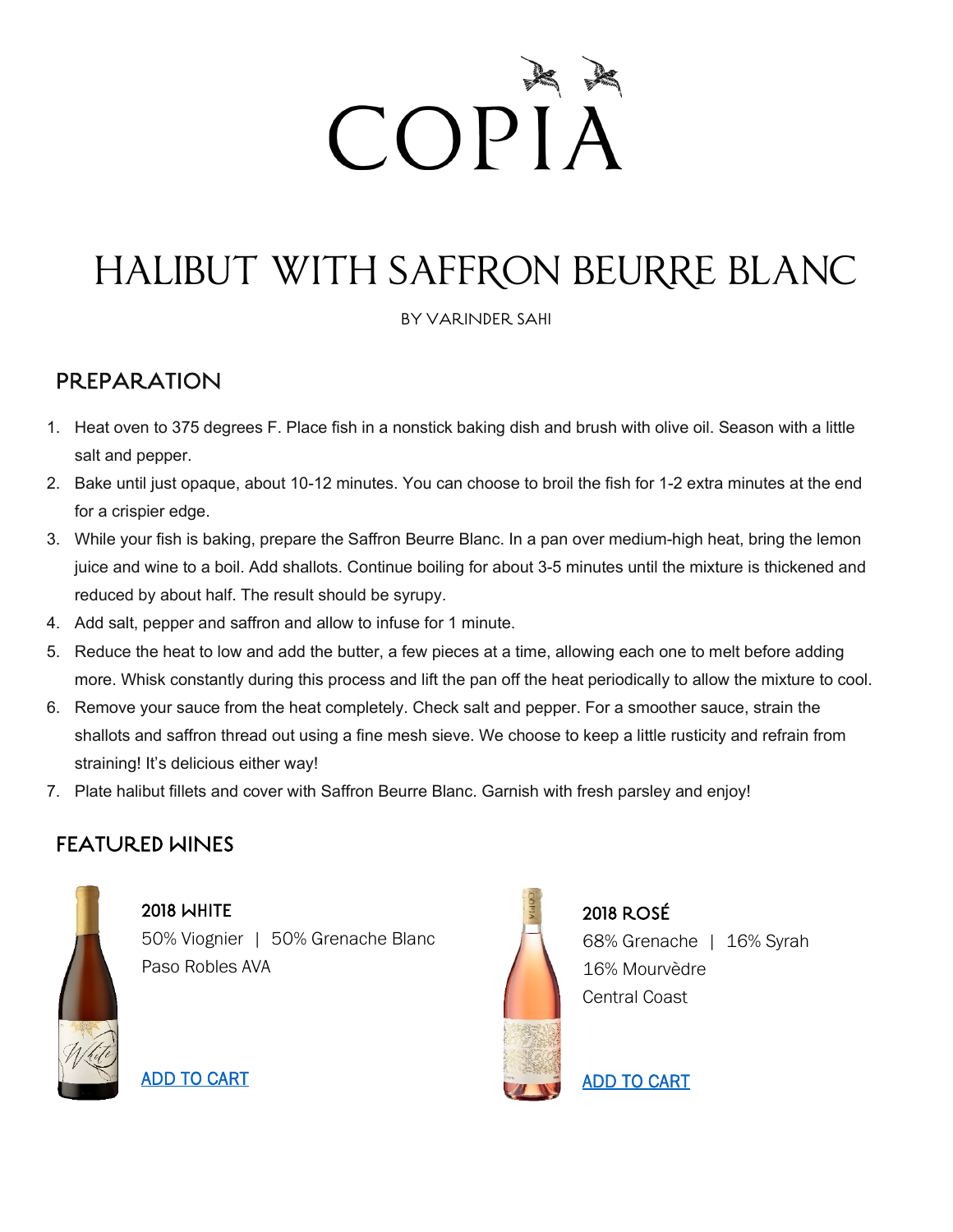# COPIA

# HALIBUT WITH SAFFRON BEURRE BLANC

BY VARINDER SAHI

## PREPARATION

1. Heat oven to 375 degrees F. Place fish in a nonstick baking dish and brush with olive oil. Season with a little salt and pepper.
2. Bake until just opaque, about 10-12 minutes. You can choose to broil the fish for 1-2 extra minutes at the end for a crispier edge.
3. While your fish is baking, prepare the Saffron Beurre Blanc. In a pan over medium-high heat, bring the lemon juice and wine to a boil. Add shallots. Continue boiling for about 3-5 minutes until the mixture is thickened and reduced by about half. The result should be syrupy.
4. Add salt, pepper and saffron and allow to infuse for 1 minute.
5. Reduce the heat to low and add the butter, a few pieces at a time, allowing each one to melt before adding more. Whisk constantly during this process and lift the pan off the heat periodically to allow the mixture to cool.
6. Remove your sauce from the heat completely. Check salt and pepper. For a smoother sauce, strain the shallots and saffron thread out using a fine mesh sieve. We choose to keep a little rusticity and refrain from straining! It's delicious either way!
7. Plate halibut fillets and cover with Saffron Beurre Blanc. Garnish with fresh parsley and enjoy!

## FEATURED WINES

**2018 WHITE**
50% Viognier | 50% Grenache Blanc
Paso Robles AVA

ADD TO CART

**2018 ROSÉ**
68% Grenache | 16% Syrah
16% Mourvèdre
Central Coast

ADD TO CART